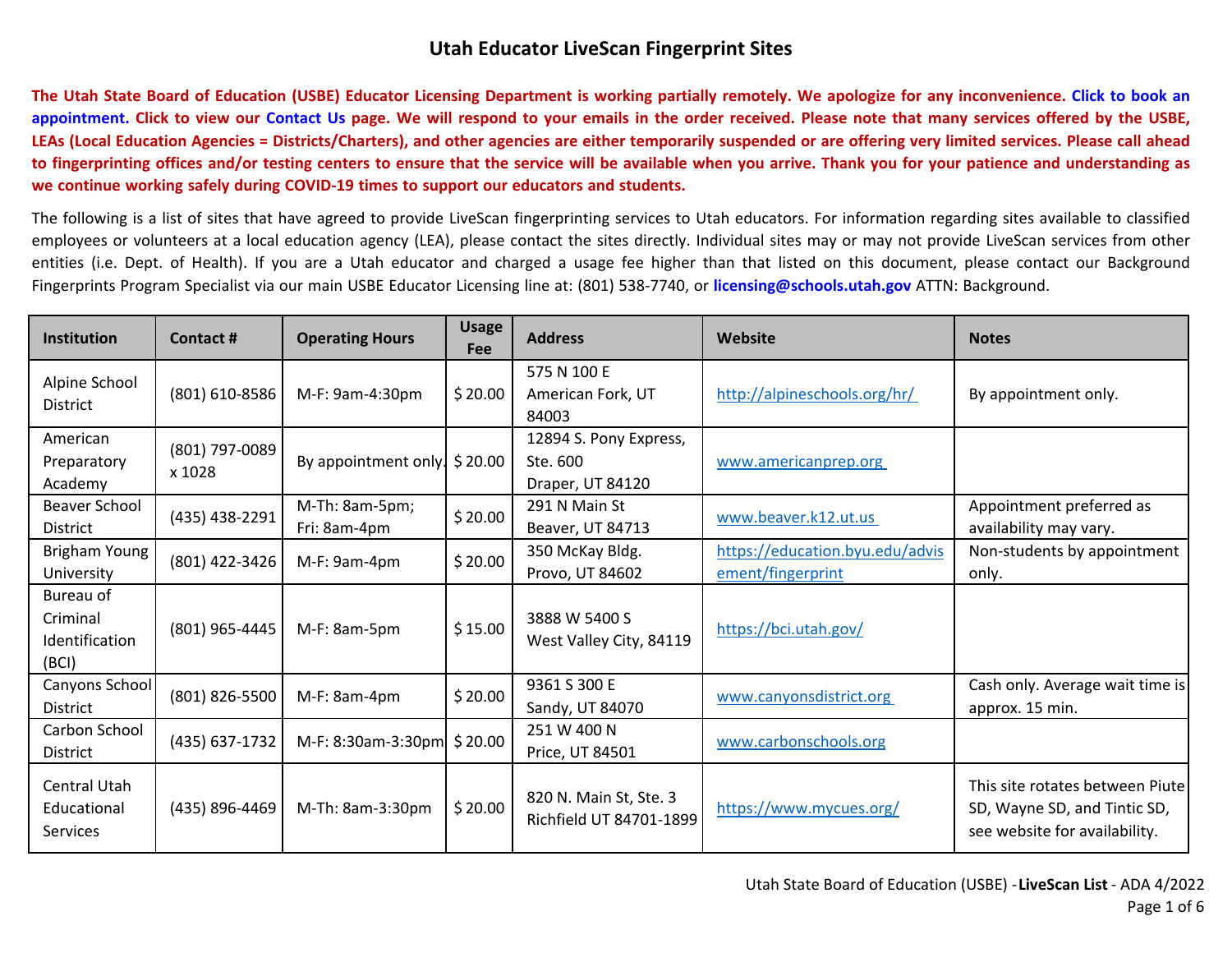# Utah Educator LiveScan Fingerprint Sites

**The Utah State Board of Education (USBE) Educator Licensing Department is working partially remotely. We apologize for any inconvenience. Click to book an appointment. Click to view our Contact Us page. We will respond to your emails in the order received. Please note that many services offered by the USBE, LEAs (Local Education Agencies = Districts/Charters), and other agencies are either temporarily suspended or are offering very limited services. Please call ahead to fingerprinting offices and/or testing centers to ensure that the service will be available when you arrive. Thank you for your patience and understanding as we continue working safely during COVID-19 times to support our educators and students.**

The following is a list of sites that have agreed to provide LiveScan fingerprinting services to Utah educators. For information regarding sites available to classified employees or volunteers at a local education agency (LEA), please contact the sites directly. Individual sites may or may not provide LiveScan services from other entities (i.e. Dept. of Health). If you are a Utah educator and charged a usage fee higher than that listed on this document, please contact our Background Fingerprints Program Specialist via our main USBE Educator Licensing line at: (801) 538-7740, or **licensing@schools.utah.gov** ATTN: Background.

| Institution | Contact # | Operating Hours | Usage Fee | Address | Website | Notes |
|---|---|---|---|---|---|---|
| Alpine School District | (801) 610-8586 | M-F: 9am-4:30pm | $ 20.00 | 575 N 100 E American Fork, UT 84003 | http://alpineschools.org/hr/ | By appointment only. |
| American Preparatory Academy | (801) 797-0089 x 1028 | By appointment only. | $ 20.00 | 12894 S. Pony Express, Ste. 600 Draper, UT 84120 | www.americanprep.org | |
| Beaver School District | (435) 438-2291 | M-Th: 8am-5pm; Fri: 8am-4pm | $ 20.00 | 291 N Main St Beaver, UT 84713 | www.beaver.k12.ut.us | Appointment preferred as availability may vary. |
| Brigham Young University | (801) 422-3426 | M-F: 9am-4pm | $ 20.00 | 350 McKay Bldg. Provo, UT 84602 | https://education.byu.edu/advisement/fingerprint | Non-students by appointment only. |
| Bureau of Criminal Identification (BCI) | (801) 965-4445 | M-F: 8am-5pm | $ 15.00 | 3888 W 5400 S West Valley City, 84119 | https://bci.utah.gov/ | |
| Canyons School District | (801) 826-5500 | M-F: 8am-4pm | $ 20.00 | 9361 S 300 E Sandy, UT 84070 | www.canyonsdistrict.org | Cash only. Average wait time is approx. 15 min. |
| Carbon School District | (435) 637-1732 | M-F: 8:30am-3:30pm | $ 20.00 | 251 W 400 N Price, UT 84501 | www.carbonschools.org | |
| Central Utah Educational Services | (435) 896-4469 | M-Th: 8am-3:30pm | $ 20.00 | 820 N. Main St, Ste. 3 Richfield UT 84701-1899 | https://www.mycues.org/ | This site rotates between Piute SD, Wayne SD, and Tintic SD, see website for availability. |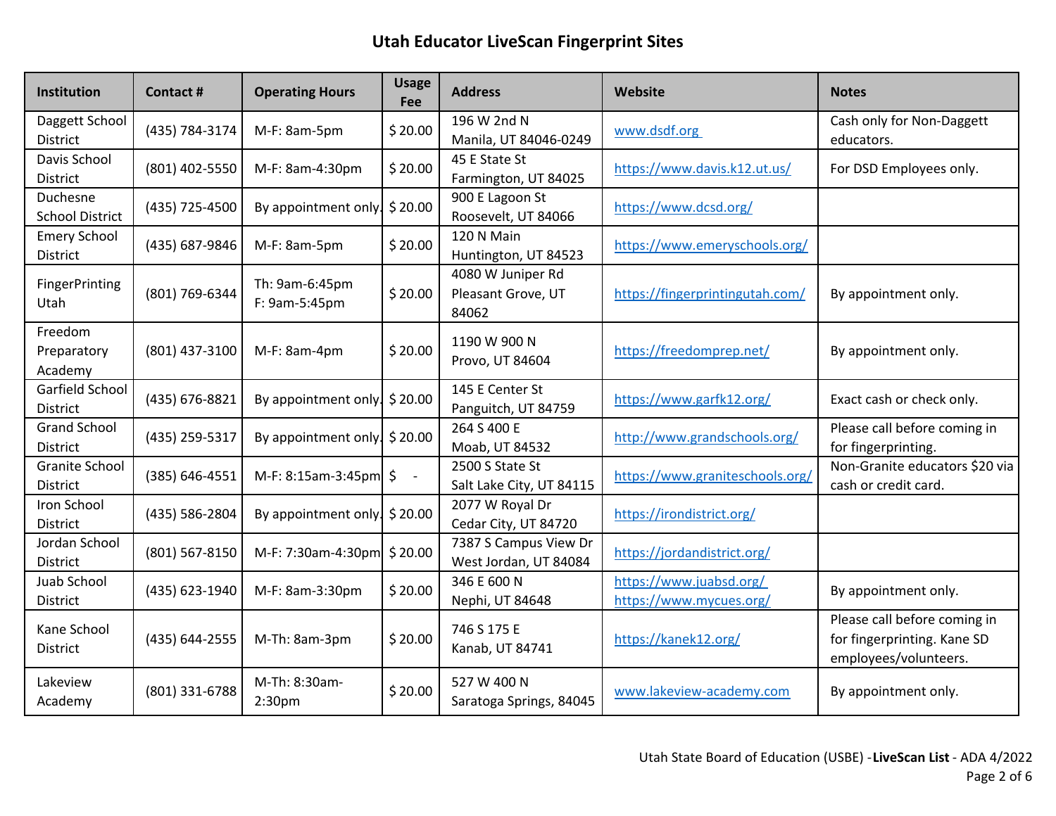# Utah Educator LiveScan Fingerprint Sites

| Institution | Contact # | Operating Hours | Usage Fee | Address | Website | Notes |
|---|---|---|---|---|---|---|
| Daggett School District | (435) 784-3174 | M-F: 8am-5pm | $ 20.00 | 196 W 2nd N Manila, UT 84046-0249 | www.dsdf.org | Cash only for Non-Daggett educators. |
| Davis School District | (801) 402-5550 | M-F: 8am-4:30pm | $ 20.00 | 45 E State St Farmington, UT 84025 | https://www.davis.k12.ut.us/ | For DSD Employees only. |
| Duchesne School District | (435) 725-4500 | By appointment only. | $ 20.00 | 900 E Lagoon St Roosevelt, UT 84066 | https://www.dcsd.org/ | |
| Emery School District | (435) 687-9846 | M-F: 8am-5pm | $ 20.00 | 120 N Main Huntington, UT 84523 | https://www.emeryschools.org/ | |
| FingerPrinting Utah | (801) 769-6344 | Th: 9am-6:45pm F: 9am-5:45pm | $ 20.00 | 4080 W Juniper Rd Pleasant Grove, UT 84062 | https://fingerprintingutah.com/ | By appointment only. |
| Freedom Preparatory Academy | (801) 437-3100 | M-F: 8am-4pm | $ 20.00 | 1190 W 900 N Provo, UT 84604 | https://freedomprep.net/ | By appointment only. |
| Garfield School District | (435) 676-8821 | By appointment only. | $ 20.00 | 145 E Center St Panguitch, UT 84759 | https://www.garfk12.org/ | Exact cash or check only. |
| Grand School District | (435) 259-5317 | By appointment only. | $ 20.00 | 264 S 400 E Moab, UT 84532 | http://www.grandschools.org/ | Please call before coming in for fingerprinting. |
| Granite School District | (385) 646-4551 | M-F: 8:15am-3:45pm | $ - | 2500 S State St Salt Lake City, UT 84115 | https://www.graniteschools.org/ | Non-Granite educators $20 via cash or credit card. |
| Iron School District | (435) 586-2804 | By appointment only. | $ 20.00 | 2077 W Royal Dr Cedar City, UT 84720 | https://irondistrict.org/ | |
| Jordan School District | (801) 567-8150 | M-F: 7:30am-4:30pm | $ 20.00 | 7387 S Campus View Dr West Jordan, UT 84084 | https://jordandistrict.org/ | |
| Juab School District | (435) 623-1940 | M-F: 8am-3:30pm | $ 20.00 | 346 E 600 N Nephi, UT 84648 | https://www.juabsd.org/ https://www.mycues.org/ | By appointment only. |
| Kane School District | (435) 644-2555 | M-Th: 8am-3pm | $ 20.00 | 746 S 175 E Kanab, UT 84741 | https://kanek12.org/ | Please call before coming in for fingerprinting. Kane SD employees/volunteers. |
| Lakeview Academy | (801) 331-6788 | M-Th: 8:30am-2:30pm | $ 20.00 | 527 W 400 N Saratoga Springs, 84045 | www.lakeview-academy.com | By appointment only. |

Utah State Board of Education (USBE) -**LiveScan List** - ADA 4/2022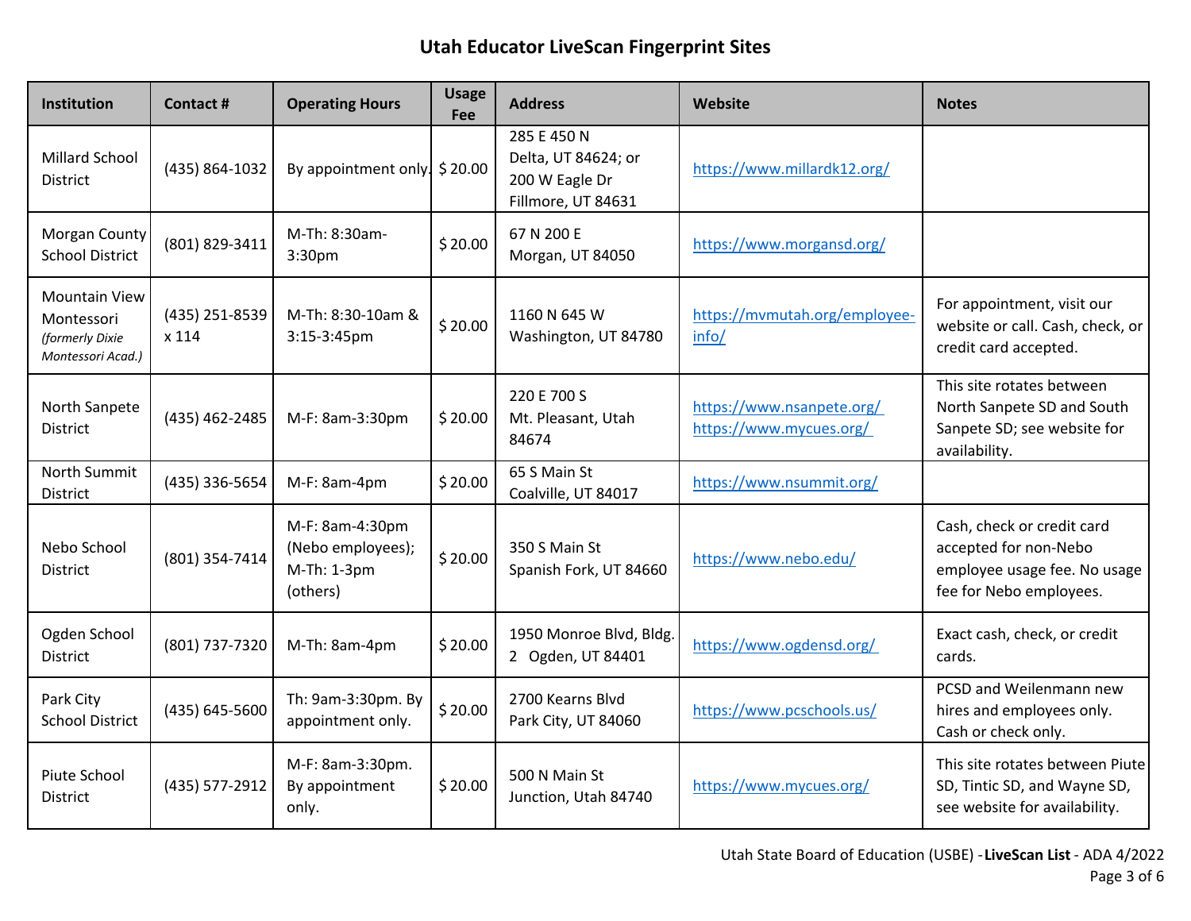# Utah Educator LiveScan Fingerprint Sites

| Institution | Contact # | Operating Hours | Usage Fee | Address | Website | Notes |
|---|---|---|---|---|---|---|
| Millard School District | (435) 864-1032 | By appointment only. | $ 20.00 | 285 E 450 N Delta, UT 84624; or 200 W Eagle Dr Fillmore, UT 84631 | https://www.millardk12.org/ | |
| Morgan County School District | (801) 829-3411 | M-Th: 8:30am-3:30pm | $ 20.00 | 67 N 200 E Morgan, UT 84050 | https://www.morgansd.org/ | |
| Mountain View Montessori *(formerly Dixie Montessori Acad.)* | (435) 251-8539 x 114 | M-Th: 8:30-10am & 3:15-3:45pm | $ 20.00 | 1160 N 645 W Washington, UT 84780 | https://mvmutah.org/employee-info/ | For appointment, visit our website or call. Cash, check, or credit card accepted. |
| North Sanpete District | (435) 462-2485 | M-F: 8am-3:30pm | $ 20.00 | 220 E 700 S Mt. Pleasant, Utah 84674 | https://www.nsanpete.org/ https://www.mycues.org/ | This site rotates between North Sanpete SD and South Sanpete SD; see website for availability. |
| North Summit District | (435) 336-5654 | M-F: 8am-4pm | $ 20.00 | 65 S Main St Coalville, UT 84017 | https://www.nsummit.org/ | |
| Nebo School District | (801) 354-7414 | M-F: 8am-4:30pm (Nebo employees); M-Th: 1-3pm (others) | $ 20.00 | 350 S Main St Spanish Fork, UT 84660 | https://www.nebo.edu/ | Cash, check or credit card accepted for non-Nebo employee usage fee. No usage fee for Nebo employees. |
| Ogden School District | (801) 737-7320 | M-Th: 8am-4pm | $ 20.00 | 1950 Monroe Blvd, Bldg. 2 Ogden, UT 84401 | https://www.ogdensd.org/ | Exact cash, check, or credit cards. |
| Park City School District | (435) 645-5600 | Th: 9am-3:30pm. By appointment only. | $ 20.00 | 2700 Kearns Blvd Park City, UT 84060 | https://www.pcschools.us/ | PCSD and Weilenmann new hires and employees only. Cash or check only. |
| Piute School District | (435) 577-2912 | M-F: 8am-3:30pm. By appointment only. | $ 20.00 | 500 N Main St Junction, Utah 84740 | https://www.mycues.org/ | This site rotates between Piute SD, Tintic SD, and Wayne SD, see website for availability. |

Utah State Board of Education (USBE) - **LiveScan List** - ADA 4/2022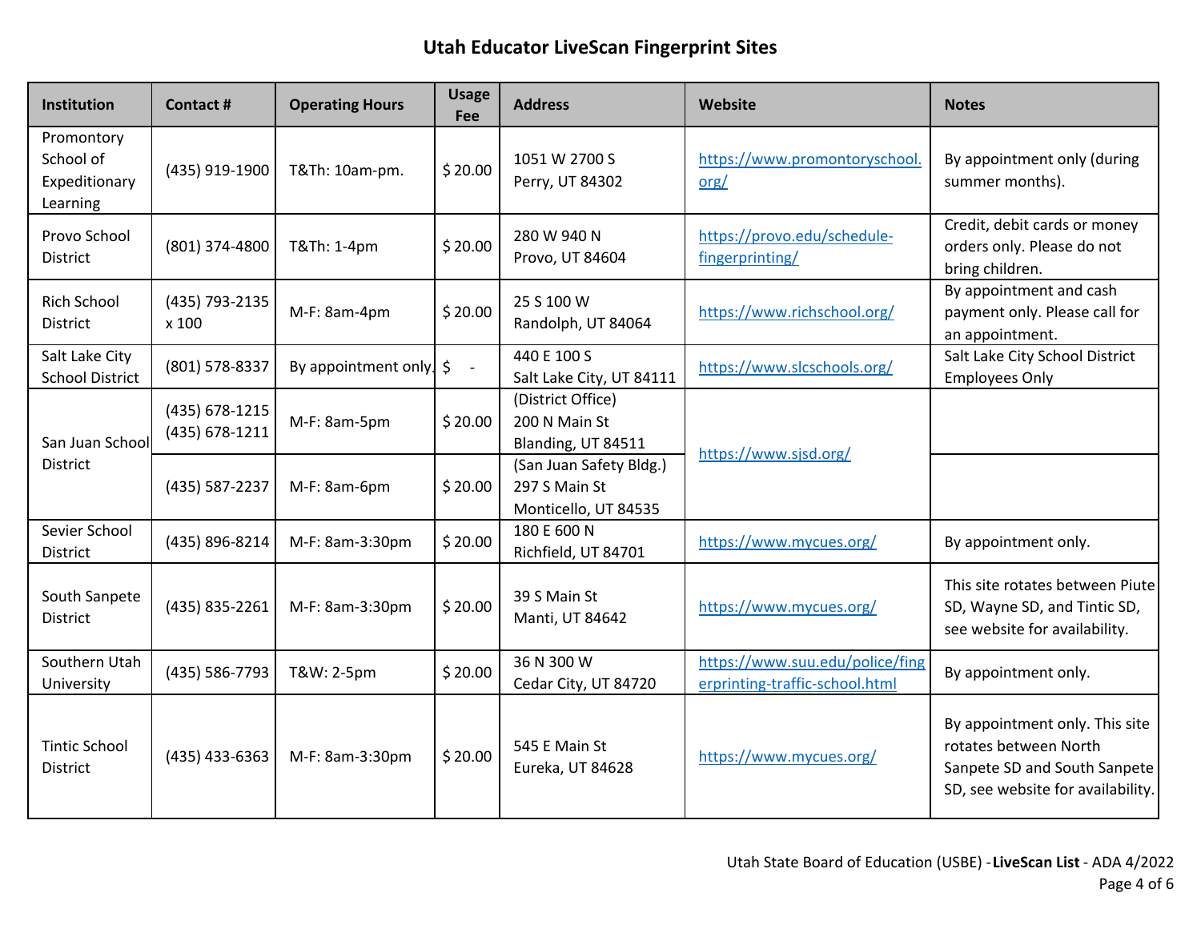# Utah Educator LiveScan Fingerprint Sites

| Institution | Contact # | Operating Hours | Usage Fee | Address | Website | Notes |
|---|---|---|---|---|---|---|
| Promontory School of Expeditionary Learning | (435) 919-1900 | T&Th: 10am-pm. | $ 20.00 | 1051 W 2700 S<br>Perry, UT 84302 | https://www.promontoryschool.org/ | By appointment only (during summer months). |
| Provo School District | (801) 374-4800 | T&Th: 1-4pm | $ 20.00 | 280 W 940 N<br>Provo, UT 84604 | https://provo.edu/schedule-fingerprinting/ | Credit, debit cards or money orders only. Please do not bring children. |
| Rich School District | (435) 793-2135 x 100 | M-F: 8am-4pm | $ 20.00 | 25 S 100 W<br>Randolph, UT 84064 | https://www.richschool.org/ | By appointment and cash payment only. Please call for an appointment. |
| Salt Lake City School District | (801) 578-8337 | By appointment only. | $ - | 440 E 100 S<br>Salt Lake City, UT 84111 | https://www.slcschools.org/ | Salt Lake City School District Employees Only |
| San Juan School District | (435) 678-1215<br>(435) 678-1211 | M-F: 8am-5pm | $ 20.00 | (District Office)<br>200 N Main St<br>Blanding, UT 84511 | https://www.sjsd.org/ | |
| | (435) 587-2237 | M-F: 8am-6pm | $ 20.00 | (San Juan Safety Bldg.)<br>297 S Main St<br>Monticello, UT 84535 | | |
| Sevier School District | (435) 896-8214 | M-F: 8am-3:30pm | $ 20.00 | 180 E 600 N<br>Richfield, UT 84701 | https://www.mycues.org/ | By appointment only. |
| South Sanpete District | (435) 835-2261 | M-F: 8am-3:30pm | $ 20.00 | 39 S Main St<br>Manti, UT 84642 | https://www.mycues.org/ | This site rotates between Piute SD, Wayne SD, and Tintic SD, see website for availability. |
| Southern Utah University | (435) 586-7793 | T&W: 2-5pm | $ 20.00 | 36 N 300 W<br>Cedar City, UT 84720 | https://www.suu.edu/police/fingerprinting-traffic-school.html | By appointment only. |
| Tintic School District | (435) 433-6363 | M-F: 8am-3:30pm | $ 20.00 | 545 E Main St<br>Eureka, UT 84628 | https://www.mycues.org/ | By appointment only. This site rotates between North Sanpete SD and South Sanpete SD, see website for availability. |

Utah State Board of Education (USBE) - **LiveScan List** - ADA 4/2022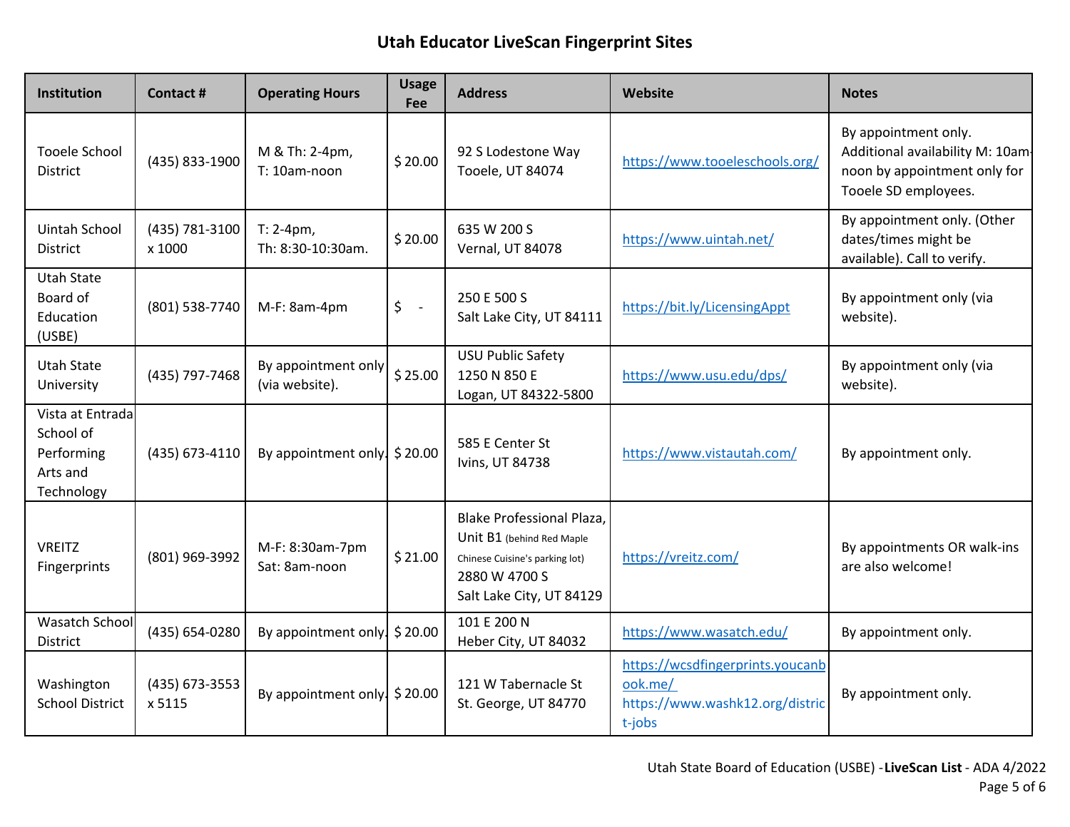# Utah Educator LiveScan Fingerprint Sites

| Institution | Contact # | Operating Hours | Usage Fee | Address | Website | Notes |
|---|---|---|---|---|---|---|
| Tooele School District | (435) 833-1900 | M & Th: 2-4pm,<br>T: 10am-noon | $ 20.00 | 92 S Lodestone Way<br>Tooele, UT 84074 | https://www.tooeleschools.org/ | By appointment only. Additional availability M: 10am-noon by appointment only for Tooele SD employees. |
| Uintah School District | (435) 781-3100 x 1000 | T: 2-4pm,<br>Th: 8:30-10:30am. | $ 20.00 | 635 W 200 S<br>Vernal, UT 84078 | https://www.uintah.net/ | By appointment only. (Other dates/times might be available). Call to verify. |
| Utah State Board of Education (USBE) | (801) 538-7740 | M-F: 8am-4pm | $ - | 250 E 500 S<br>Salt Lake City, UT 84111 | https://bit.ly/LicensingAppt | By appointment only (via website). |
| Utah State University | (435) 797-7468 | By appointment only (via website). | $ 25.00 | USU Public Safety<br>1250 N 850 E<br>Logan, UT 84322-5800 | https://www.usu.edu/dps/ | By appointment only (via website). |
| Vista at Entrada School of Performing Arts and Technology | (435) 673-4110 | By appointment only. | $ 20.00 | 585 E Center St<br>Ivins, UT 84738 | https://www.vistautah.com/ | By appointment only. |
| VREITZ Fingerprints | (801) 969-3992 | M-F: 8:30am-7pm<br>Sat: 8am-noon | $ 21.00 | Blake Professional Plaza, Unit B1 (behind Red Maple Chinese Cuisine's parking lot)<br>2880 W 4700 S<br>Salt Lake City, UT 84129 | https://vreitz.com/ | By appointments OR walk-ins are also welcome! |
| Wasatch School District | (435) 654-0280 | By appointment only. | $ 20.00 | 101 E 200 N<br>Heber City, UT 84032 | https://www.wasatch.edu/ | By appointment only. |
| Washington School District | (435) 673-3553 x 5115 | By appointment only. | $ 20.00 | 121 W Tabernacle St<br>St. George, UT 84770 | https://wcsdfingerprints.youcanbook.me/<br>https://www.washk12.org/district-jobs | By appointment only. |

Utah State Board of Education (USBE) - **LiveScan List** - ADA 4/2022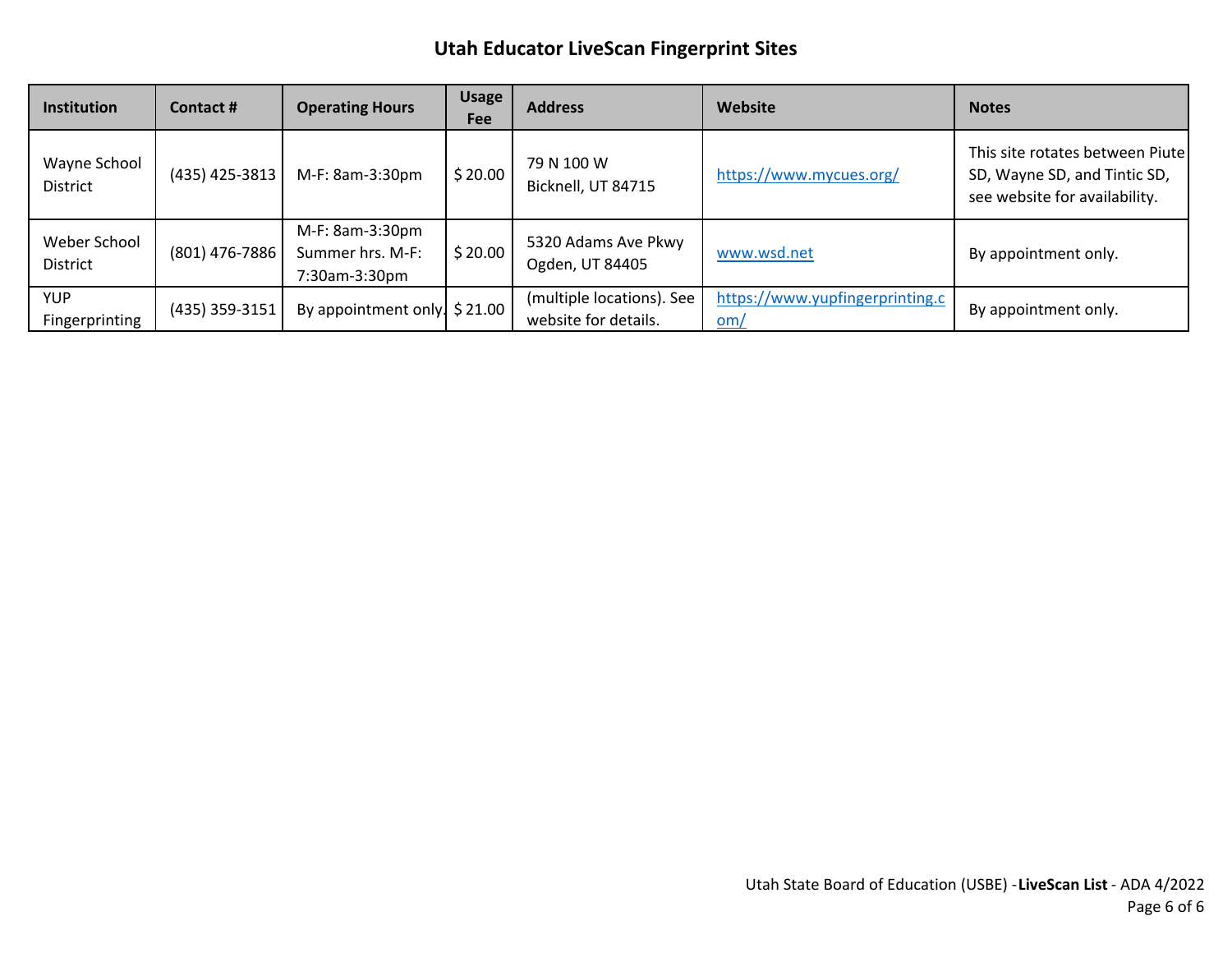## Utah Educator LiveScan Fingerprint Sites

| Institution | Contact # | Operating Hours | Usage Fee | Address | Website | Notes |
|---|---|---|---|---|---|---|
| Wayne School District | (435) 425-3813 | M-F: 8am-3:30pm | $ 20.00 | 79 N 100 W Bicknell, UT 84715 | https://www.mycues.org/ | This site rotates between Piute SD, Wayne SD, and Tintic SD, see website for availability. |
| Weber School District | (801) 476-7886 | M-F: 8am-3:30pm Summer hrs. M-F: 7:30am-3:30pm | $ 20.00 | 5320 Adams Ave Pkwy Ogden, UT 84405 | www.wsd.net | By appointment only. |
| YUP Fingerprinting | (435) 359-3151 | By appointment only. | $ 21.00 | (multiple locations). See website for details. | https://www.yupfingerprinting.com/ | By appointment only. |

Utah State Board of Education (USBE) - **LiveScan List** - ADA 4/2022